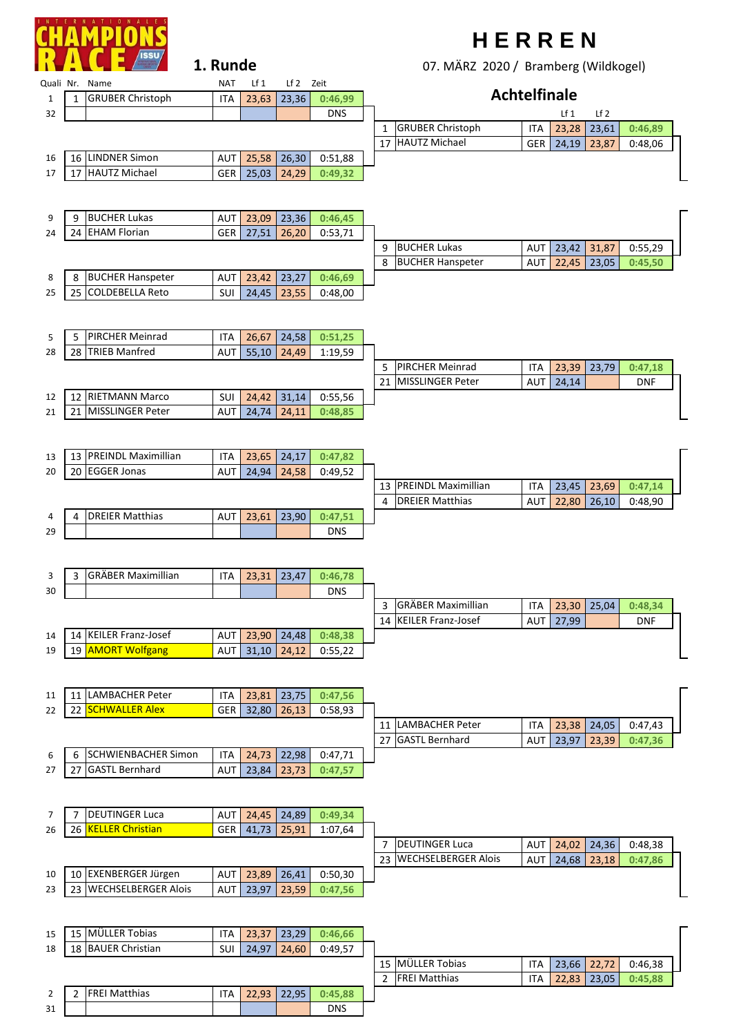# HERREN

INTERNATIONALES CHAMPIONS RACE ISSU

07. MÄRZ 2020 / Bramberg (Wildkogel)

## 1. Runde

| Quali | Nr. | Name | NAT | Lf 1 | Lf 2 | Zeit |
|---|---|---|---|---|---|---|
| 1 | 1 | GRUBER Christoph | ITA | 23,63 | 23,36 | 0:46,99 |
| 32 | | | | | | DNS |
| 16 | 16 | LINDNER Simon | AUT | 25,58 | 26,30 | 0:51,88 |
| 17 | 17 | HAUTZ Michael | GER | 25,03 | 24,29 | 0:49,32 |
| 9 | 9 | BUCHER Lukas | AUT | 23,09 | 23,36 | 0:46,45 |
| 24 | 24 | EHAM Florian | GER | 27,51 | 26,20 | 0:53,71 |
| 8 | 8 | BUCHER Hanspeter | AUT | 23,42 | 23,27 | 0:46,69 |
| 25 | 25 | COLDEBELLA Reto | SUI | 24,45 | 23,55 | 0:48,00 |
| 5 | 5 | PIRCHER Meinrad | ITA | 26,67 | 24,58 | 0:51,25 |
| 28 | 28 | TRIEB Manfred | AUT | 55,10 | 24,49 | 1:19,59 |
| 12 | 12 | RIETMANN Marco | SUI | 24,42 | 31,14 | 0:55,56 |
| 21 | 21 | MISSLINGER Peter | AUT | 24,74 | 24,11 | 0:48,85 |
| 13 | 13 | PREINDL Maximillian | ITA | 23,65 | 24,17 | 0:47,82 |
| 20 | 20 | EGGER Jonas | AUT | 24,94 | 24,58 | 0:49,52 |
| 4 | 4 | DREIER Matthias | AUT | 23,61 | 23,90 | 0:47,51 |
| 29 | | | | | | DNS |
| 3 | 3 | GRÄBER Maximillian | ITA | 23,31 | 23,47 | 0:46,78 |
| 30 | | | | | | DNS |
| 14 | 14 | KEILER Franz-Josef | AUT | 23,90 | 24,48 | 0:48,38 |
| 19 | 19 | AMORT Wolfgang | AUT | 31,10 | 24,12 | 0:55,22 |
| 11 | 11 | LAMBACHER Peter | ITA | 23,81 | 23,75 | 0:47,56 |
| 22 | 22 | SCHWALLER Alex | GER | 32,80 | 26,13 | 0:58,93 |
| 6 | 6 | SCHWIENBACHER Simon | ITA | 24,73 | 22,98 | 0:47,71 |
| 27 | 27 | GASTL Bernhard | AUT | 23,84 | 23,73 | 0:47,57 |
| 7 | 7 | DEUTINGER Luca | AUT | 24,45 | 24,89 | 0:49,34 |
| 26 | 26 | KELLER Christian | GER | 41,73 | 25,91 | 1:07,64 |
| 10 | 10 | EXENBERGER Jürgen | AUT | 23,89 | 26,41 | 0:50,30 |
| 23 | 23 | WECHSELBERGER Alois | AUT | 23,97 | 23,59 | 0:47,56 |
| 15 | 15 | MÜLLER Tobias | ITA | 23,37 | 23,29 | 0:46,66 |
| 18 | 18 | BAUER Christian | SUI | 24,97 | 24,60 | 0:49,57 |
| 2 | 2 | FREI Matthias | ITA | 22,93 | 22,95 | 0:45,88 |
| 31 | | | | | | DNS |

## Achtelfinale

| Nr. | Name | NAT | Lf 1 | Lf 2 | Zeit |
|---|---|---|---|---|---|
| 1 | GRUBER Christoph | ITA | 23,28 | 23,61 | 0:46,89 |
| 17 | HAUTZ Michael | GER | 24,19 | 23,87 | 0:48,06 |
| 9 | BUCHER Lukas | AUT | 23,42 | 31,87 | 0:55,29 |
| 8 | BUCHER Hanspeter | AUT | 22,45 | 23,05 | 0:45,50 |
| 5 | PIRCHER Meinrad | ITA | 23,39 | 23,79 | 0:47,18 |
| 21 | MISSLINGER Peter | AUT | 24,14 | | DNF |
| 13 | PREINDL Maximillian | ITA | 23,45 | 23,69 | 0:47,14 |
| 4 | DREIER Matthias | AUT | 22,80 | 26,10 | 0:48,90 |
| 3 | GRÄBER Maximillian | ITA | 23,30 | 25,04 | 0:48,34 |
| 14 | KEILER Franz-Josef | AUT | 27,99 | | DNF |
| 11 | LAMBACHER Peter | ITA | 23,38 | 24,05 | 0:47,43 |
| 27 | GASTL Bernhard | AUT | 23,97 | 23,39 | 0:47,36 |
| 7 | DEUTINGER Luca | AUT | 24,02 | 24,36 | 0:48,38 |
| 23 | WECHSELBERGER Alois | AUT | 24,68 | 23,18 | 0:47,86 |
| 15 | MÜLLER Tobias | ITA | 23,66 | 22,72 | 0:46,38 |
| 2 | FREI Matthias | ITA | 22,83 | 23,05 | 0:45,88 |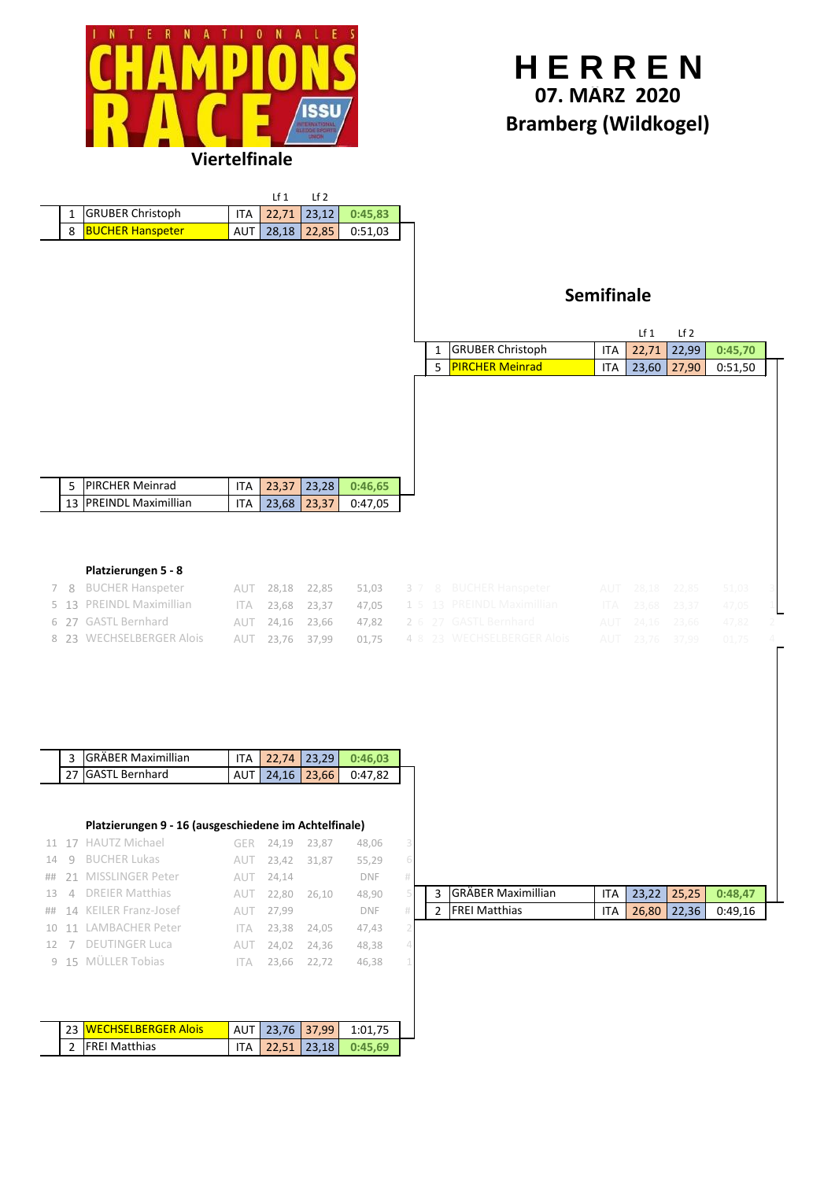INTERNATIONALES CHAMPIONS RACE ISSU

# HERREN

## 07. MÄRZ 2020

## Bramberg (Wildkogel)

## Viertelfinale

| | Name | Nat | Lf 1 | Lf 2 | Gesamt |
|---|---|---|---|---|---|
| 1 | GRUBER Christoph | ITA | 22,71 | 23,12 | 0:45,83 |
| 8 | BUCHER Hanspeter | AUT | 28,18 | 22,85 | 0:51,03 |

| | Name | Nat | Lf 1 | Lf 2 | Gesamt |
|---|---|---|---|---|---|
| 5 | PIRCHER Meinrad | ITA | 23,37 | 23,28 | 0:46,65 |
| 13 | PREINDL Maximillian | ITA | 23,68 | 23,37 | 0:47,05 |

| | Name | Nat | Lf 1 | Lf 2 | Gesamt |
|---|---|---|---|---|---|
| 3 | GRÄBER Maximillian | ITA | 22,74 | 23,29 | 0:46,03 |
| 27 | GASTL Bernhard | AUT | 24,16 | 23,66 | 0:47,82 |

| | Name | Nat | Lf 1 | Lf 2 | Gesamt |
|---|---|---|---|---|---|
| 23 | WECHSELBERGER Alois | AUT | 23,76 | 37,99 | 1:01,75 |
| 2 | FREI Matthias | ITA | 22,51 | 23,18 | 0:45,69 |

## Semifinale

| | Name | Nat | Lf 1 | Lf 2 | Gesamt |
|---|---|---|---|---|---|
| 1 | GRUBER Christoph | ITA | 22,71 | 22,99 | 0:45,70 |
| 5 | PIRCHER Meinrad | ITA | 23,60 | 27,90 | 0:51,50 |

| | Name | Nat | Lf 1 | Lf 2 | Gesamt |
|---|---|---|---|---|---|
| 3 | GRÄBER Maximillian | ITA | 23,22 | 25,25 | 0:48,47 |
| 2 | FREI Matthias | ITA | 26,80 | 22,36 | 0:49,16 |

### Platzierungen 5 - 8

| Platz | Nr. | Name | Nat | Lf 1 | Lf 2 | Gesamt |
|---|---|---|---|---|---|---|
| 7 | 8 | BUCHER Hanspeter | AUT | 28,18 | 22,85 | 51,03 |
| 5 | 13 | PREINDL Maximillian | ITA | 23,68 | 23,37 | 47,05 |
| 6 | 27 | GASTL Bernhard | AUT | 24,16 | 23,66 | 47,82 |
| 8 | 23 | WECHSELBERGER Alois | AUT | 23,76 | 37,99 | 01,75 |

### Platzierungen 9 - 16 (ausgeschiedene im Achtelfinale)

| Platz | Nr. | Name | Nat | Lf 1 | Lf 2 | Gesamt |
|---|---|---|---|---|---|---|
| 11 | 17 | HAUTZ Michael | GER | 24,19 | 23,87 | 48,06 |
| 14 | 9 | BUCHER Lukas | AUT | 23,42 | 31,87 | 55,29 |
| ## | 21 | MISSLINGER Peter | AUT | 24,14 | | DNF |
| 13 | 4 | DREIER Matthias | AUT | 22,80 | 26,10 | 48,90 |
| ## | 14 | KEILER Franz-Josef | AUT | 27,99 | | DNF |
| 10 | 11 | LAMBACHER Peter | ITA | 23,38 | 24,05 | 47,43 |
| 12 | 7 | DEUTINGER Luca | AUT | 24,02 | 24,36 | 48,38 |
| 9 | 15 | MÜLLER Tobias | ITA | 23,66 | 22,72 | 46,38 |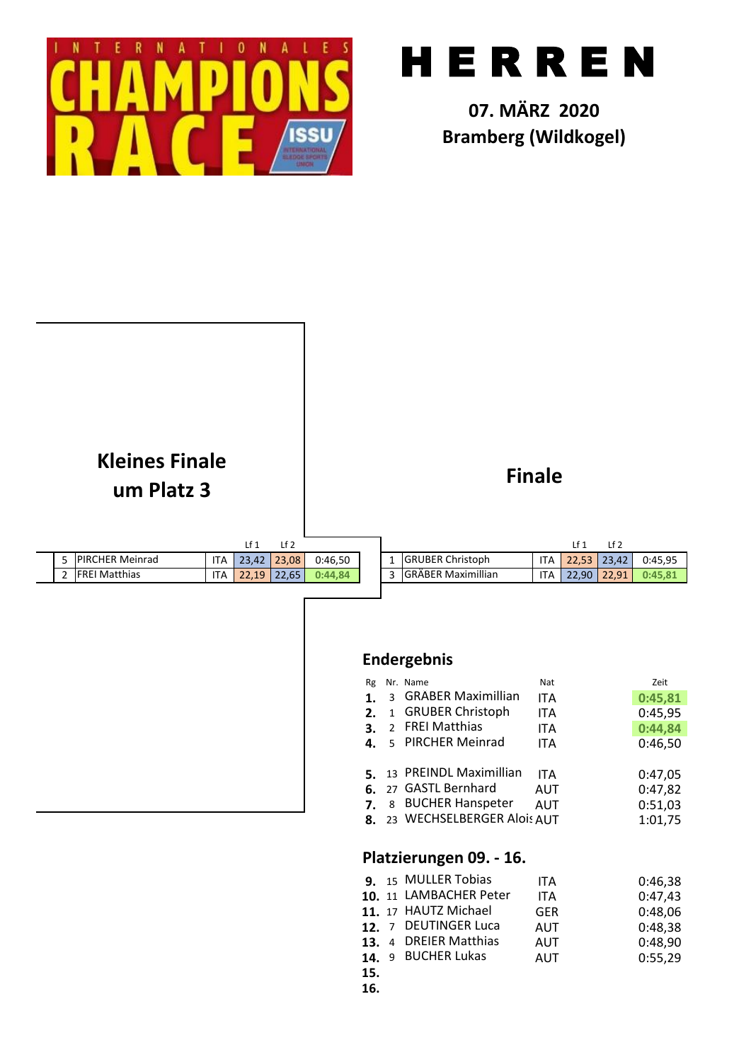INTERNATIONALES CHAMPIONS RACE ISSU

# HERREN

**07. MÄRZ 2020**
**Bramberg (Wildkogel)**

## Kleines Finale um Platz 3

| | | | Lf 1 | Lf 2 | |
|---|---|---|---|---|---|
| 5 | PIRCHER Meinrad | ITA | 23,42 | 23,08 | 0:46,50 |
| 2 | FREI Matthias | ITA | 22,19 | 22,65 | **0:44,84** |

## Finale

| | | | Lf 1 | Lf 2 | |
|---|---|---|---|---|---|
| 1 | GRUBER Christoph | ITA | 22,53 | 23,42 | 0:45,95 |
| 3 | GRÄBER Maximillian | ITA | 22,90 | 22,91 | **0:45,81** |

## Endergebnis

| Rg | Nr. | Name | Nat | Zeit |
|---|---|---|---|---|
| **1.** | 3 | GRABER Maximillian | ITA | **0:45,81** |
| **2.** | 1 | GRUBER Christoph | ITA | 0:45,95 |
| **3.** | 2 | FREI Matthias | ITA | **0:44,84** |
| **4.** | 5 | PIRCHER Meinrad | ITA | 0:46,50 |
| | | | | |
| **5.** | 13 | PREINDL Maximillian | ITA | 0:47,05 |
| **6.** | 27 | GASTL Bernhard | AUT | 0:47,82 |
| **7.** | 8 | BUCHER Hanspeter | AUT | 0:51,03 |
| **8.** | 23 | WECHSELBERGER Alois | AUT | 1:01,75 |

## Platzierungen 09. - 16.

| Rg | Nr. | Name | Nat | Zeit |
|---|---|---|---|---|
| **9.** | 15 | MULLER Tobias | ITA | 0:46,38 |
| **10.** | 11 | LAMBACHER Peter | ITA | 0:47,43 |
| **11.** | 17 | HAUTZ Michael | GER | 0:48,06 |
| **12.** | 7 | DEUTINGER Luca | AUT | 0:48,38 |
| **13.** | 4 | DREIER Matthias | AUT | 0:48,90 |
| **14.** | 9 | BUCHER Lukas | AUT | 0:55,29 |
| **15.** | | | | |
| **16.** | | | | |